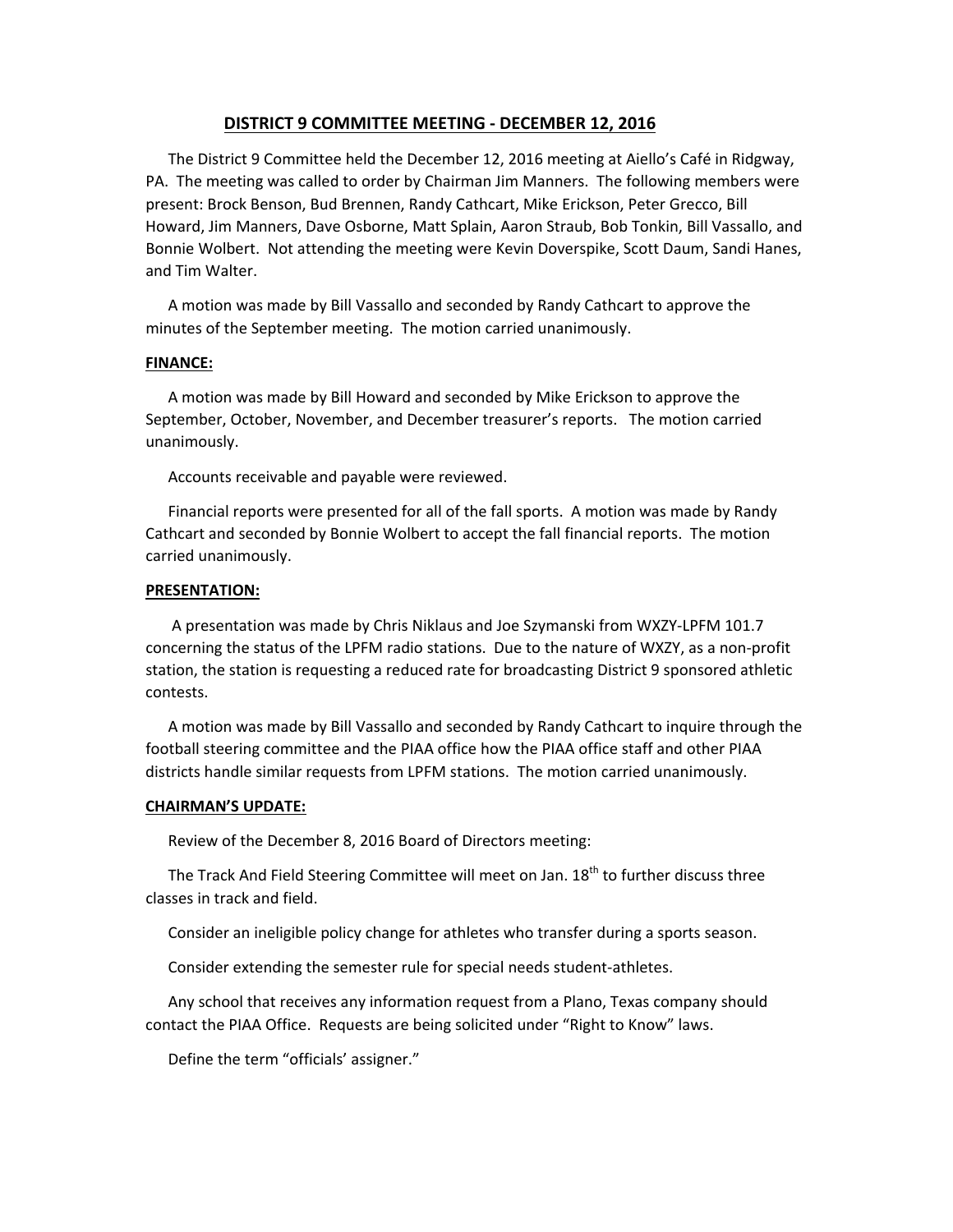# DISTRICT 9 COMMITTEE MEETING - DECEMBER 12, 2016

The District 9 Committee held the December 12, 2016 meeting at Aiello's Café in Ridgway, PA. The meeting was called to order by Chairman Jim Manners. The following members were present: Brock Benson, Bud Brennen, Randy Cathcart, Mike Erickson, Peter Grecco, Bill Howard, Jim Manners, Dave Osborne, Matt Splain, Aaron Straub, Bob Tonkin, Bill Vassallo, and Bonnie Wolbert. Not attending the meeting were Kevin Doverspike, Scott Daum, Sandi Hanes, and Tim Walter.

A motion was made by Bill Vassallo and seconded by Randy Cathcart to approve the minutes of the September meeting. The motion carried unanimously.

**FINANCE:**

A motion was made by Bill Howard and seconded by Mike Erickson to approve the September, October, November, and December treasurer's reports. The motion carried unanimously.

Accounts receivable and payable were reviewed.

Financial reports were presented for all of the fall sports. A motion was made by Randy Cathcart and seconded by Bonnie Wolbert to accept the fall financial reports. The motion carried unanimously.

**PRESENTATION:**

A presentation was made by Chris Niklaus and Joe Szymanski from WXZY-LPFM 101.7 concerning the status of the LPFM radio stations. Due to the nature of WXZY, as a non-profit station, the station is requesting a reduced rate for broadcasting District 9 sponsored athletic contests.

A motion was made by Bill Vassallo and seconded by Randy Cathcart to inquire through the football steering committee and the PIAA office how the PIAA office staff and other PIAA districts handle similar requests from LPFM stations. The motion carried unanimously.

**CHAIRMAN'S UPDATE:**

Review of the December 8, 2016 Board of Directors meeting:

The Track And Field Steering Committee will meet on Jan. 18th to further discuss three classes in track and field.

Consider an ineligible policy change for athletes who transfer during a sports season.

Consider extending the semester rule for special needs student-athletes.

Any school that receives any information request from a Plano, Texas company should contact the PIAA Office. Requests are being solicited under "Right to Know" laws.

Define the term "officials' assigner."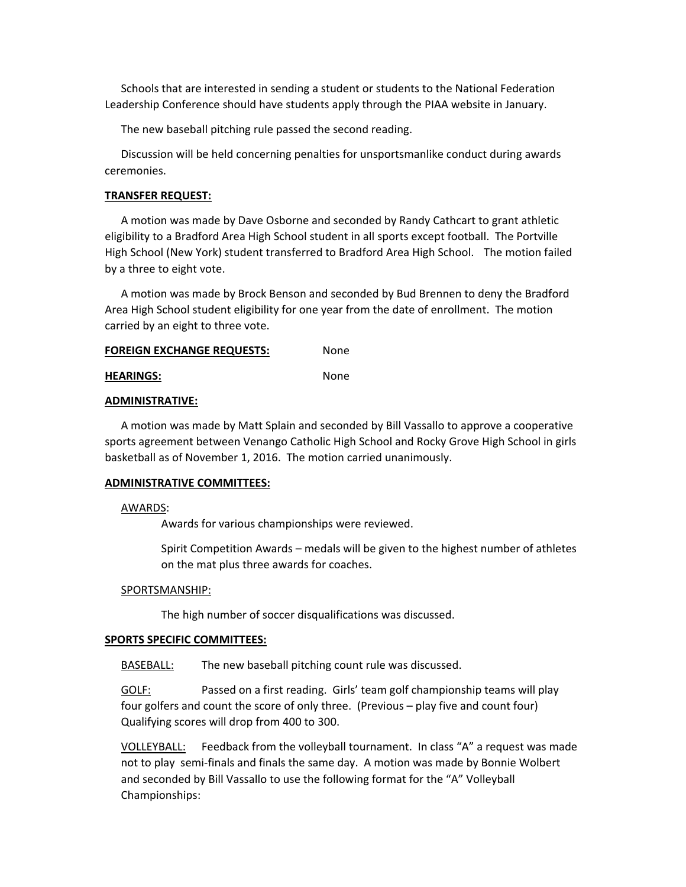Schools that are interested in sending a student or students to the National Federation Leadership Conference should have students apply through the PIAA website in January.

The new baseball pitching rule passed the second reading.

Discussion will be held concerning penalties for unsportsmanlike conduct during awards ceremonies.

**TRANSFER REQUEST:**

A motion was made by Dave Osborne and seconded by Randy Cathcart to grant athletic eligibility to a Bradford Area High School student in all sports except football. The Portville High School (New York) student transferred to Bradford Area High School. The motion failed by a three to eight vote.

A motion was made by Brock Benson and seconded by Bud Brennen to deny the Bradford Area High School student eligibility for one year from the date of enrollment. The motion carried by an eight to three vote.

**FOREIGN EXCHANGE REQUESTS:** None

**HEARINGS:** None

**ADMINISTRATIVE:**

A motion was made by Matt Splain and seconded by Bill Vassallo to approve a cooperative sports agreement between Venango Catholic High School and Rocky Grove High School in girls basketball as of November 1, 2016. The motion carried unanimously.

**ADMINISTRATIVE COMMITTEES:**

AWARDS:

Awards for various championships were reviewed.

Spirit Competition Awards – medals will be given to the highest number of athletes on the mat plus three awards for coaches.

SPORTSMANSHIP:

The high number of soccer disqualifications was discussed.

**SPORTS SPECIFIC COMMITTEES:**

BASEBALL: The new baseball pitching count rule was discussed.

GOLF: Passed on a first reading. Girls' team golf championship teams will play four golfers and count the score of only three. (Previous – play five and count four) Qualifying scores will drop from 400 to 300.

VOLLEYBALL: Feedback from the volleyball tournament. In class "A" a request was made not to play semi-finals and finals the same day. A motion was made by Bonnie Wolbert and seconded by Bill Vassallo to use the following format for the "A" Volleyball Championships: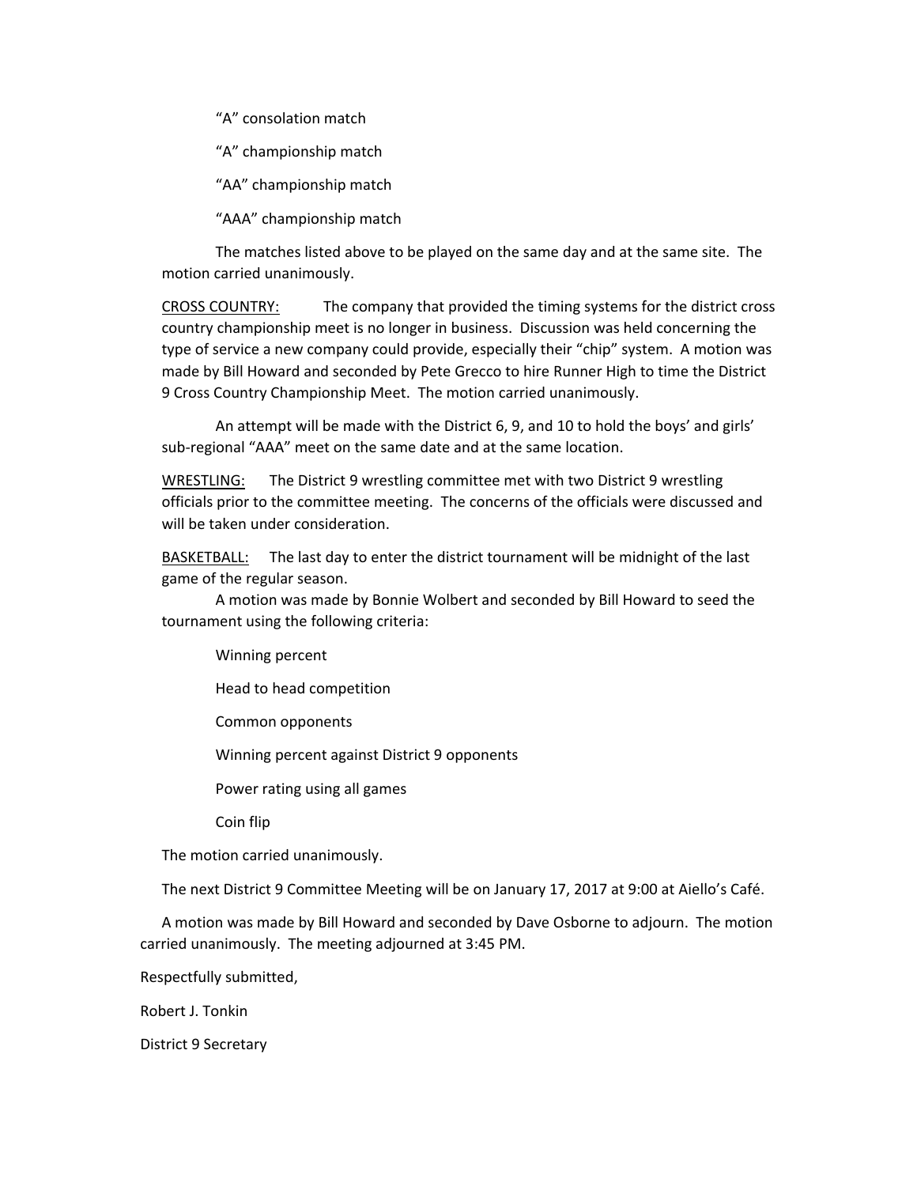"A" consolation match

"A" championship match

"AA" championship match

"AAA" championship match

The matches listed above to be played on the same day and at the same site. The motion carried unanimously.

<u>CROSS COUNTRY:</u> The company that provided the timing systems for the district cross country championship meet is no longer in business. Discussion was held concerning the type of service a new company could provide, especially their "chip" system. A motion was made by Bill Howard and seconded by Pete Grecco to hire Runner High to time the District 9 Cross Country Championship Meet. The motion carried unanimously.

An attempt will be made with the District 6, 9, and 10 to hold the boys' and girls' sub-regional "AAA" meet on the same date and at the same location.

<u>WRESTLING:</u> The District 9 wrestling committee met with two District 9 wrestling officials prior to the committee meeting. The concerns of the officials were discussed and will be taken under consideration.

<u>BASKETBALL:</u> The last day to enter the district tournament will be midnight of the last game of the regular season.

A motion was made by Bonnie Wolbert and seconded by Bill Howard to seed the tournament using the following criteria:

Winning percent

Head to head competition

Common opponents

Winning percent against District 9 opponents

Power rating using all games

Coin flip

The motion carried unanimously.

The next District 9 Committee Meeting will be on January 17, 2017 at 9:00 at Aiello's Café.

A motion was made by Bill Howard and seconded by Dave Osborne to adjourn. The motion carried unanimously. The meeting adjourned at 3:45 PM.

Respectfully submitted,

Robert J. Tonkin

District 9 Secretary